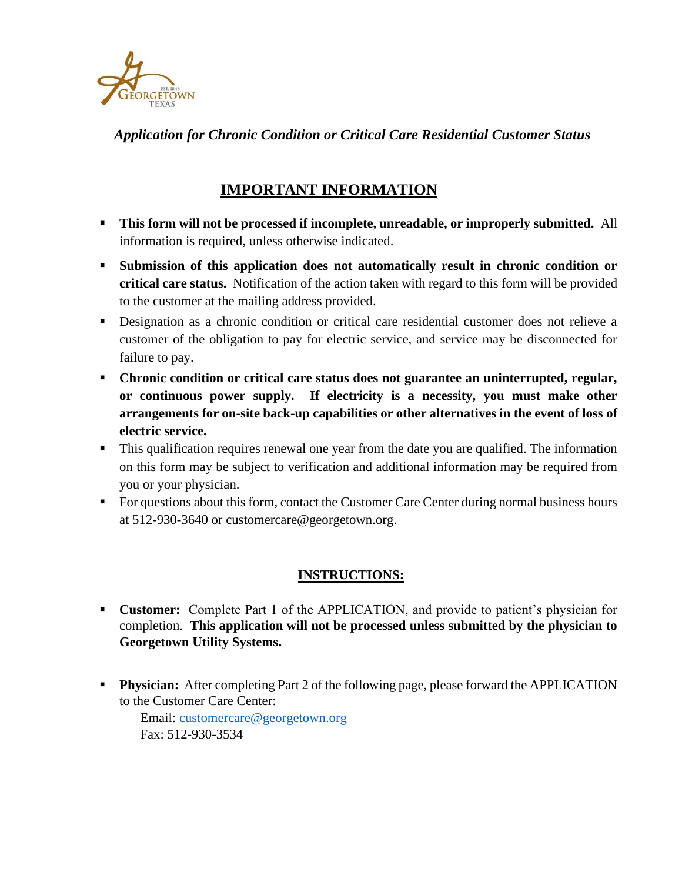GEORGETOWN TEXAS EST. 1848

*Application for Chronic Condition or Critical Care Residential Customer Status*

## IMPORTANT INFORMATION

- **This form will not be processed if incomplete, unreadable, or improperly submitted.** All information is required, unless otherwise indicated.
- **Submission of this application does not automatically result in chronic condition or critical care status.** Notification of the action taken with regard to this form will be provided to the customer at the mailing address provided.
- Designation as a chronic condition or critical care residential customer does not relieve a customer of the obligation to pay for electric service, and service may be disconnected for failure to pay.
- **Chronic condition or critical care status does not guarantee an uninterrupted, regular, or continuous power supply. If electricity is a necessity, you must make other arrangements for on-site back-up capabilities or other alternatives in the event of loss of electric service.**
- This qualification requires renewal one year from the date you are qualified. The information on this form may be subject to verification and additional information may be required from you or your physician.
- For questions about this form, contact the Customer Care Center during normal business hours at 512-930-3640 or customercare@georgetown.org.

## INSTRUCTIONS:

- **Customer:** Complete Part 1 of the APPLICATION, and provide to patient's physician for completion. **This application will not be processed unless submitted by the physician to Georgetown Utility Systems.**

- **Physician:** After completing Part 2 of the following page, please forward the APPLICATION to the Customer Care Center:

  Email: customercare@georgetown.org
  Fax: 512-930-3534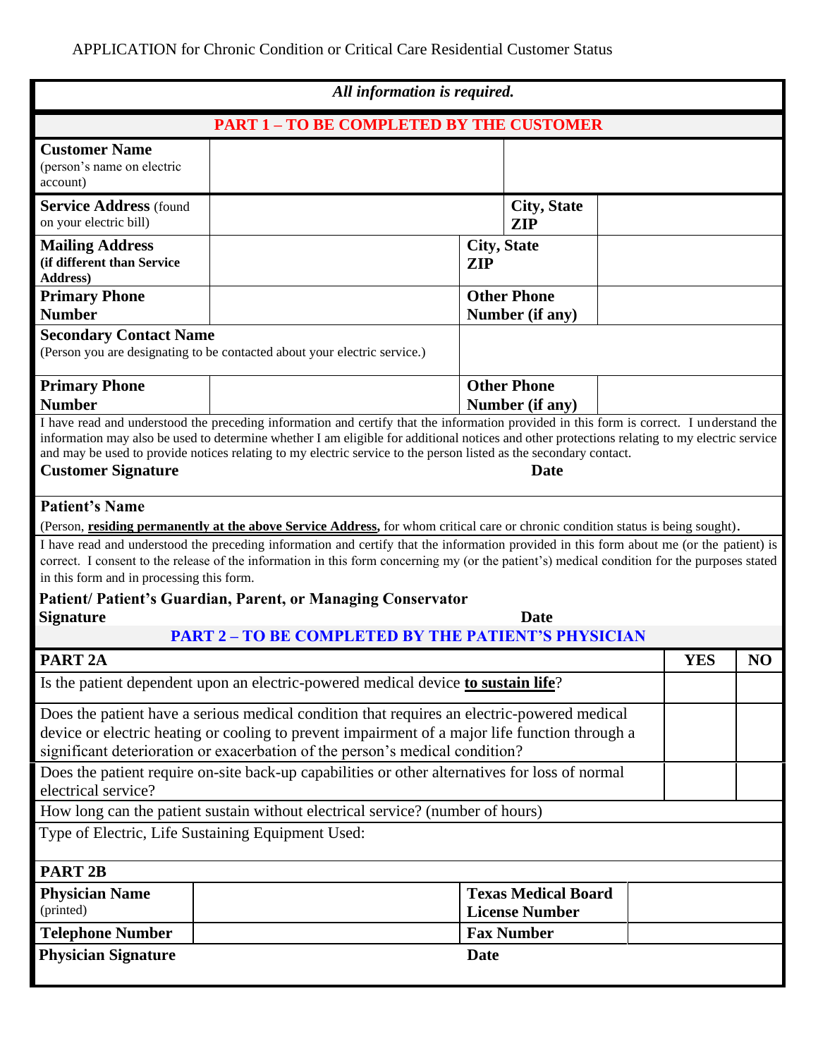APPLICATION for Chronic Condition or Critical Care Residential Customer Status

*All information is required.*

## PART 1 – TO BE COMPLETED BY THE CUSTOMER

| | | | |
|---|---|---|---|
| **Customer Name** (person's name on electric account) | | | |
| **Service Address** (found on your electric bill) | | **City, State ZIP** | |
| **Mailing Address (if different than Service Address)** | | **City, State ZIP** | |
| **Primary Phone Number** | | **Other Phone Number (if any)** | |
| **Secondary Contact Name** (Person you are designating to be contacted about your electric service.) | | | |
| **Primary Phone Number** | | **Other Phone Number (if any)** | |

I have read and understood the preceding information and certify that the information provided in this form is correct. I understand the information may also be used to determine whether I am eligible for additional notices and other protections relating to my electric service and may be used to provide notices relating to my electric service to the person listed as the secondary contact.

**Customer Signature** **Date**

**Patient's Name**

(Person, **residing permanently at the above Service Address,** for whom critical care or chronic condition status is being sought).

I have read and understood the preceding information and certify that the information provided in this form about me (or the patient) is correct. I consent to the release of the information in this form concerning my (or the patient's) medical condition for the purposes stated in this form and in processing this form.

**Patient/ Patient's Guardian, Parent, or Managing Conservator Signature** **Date**

## PART 2 – TO BE COMPLETED BY THE PATIENT'S PHYSICIAN

| **PART 2A** | **YES** | **NO** |
|---|---|---|
| Is the patient dependent upon an electric-powered medical device **to sustain life**? | | |
| Does the patient have a serious medical condition that requires an electric-powered medical device or electric heating or cooling to prevent impairment of a major life function through a significant deterioration or exacerbation of the person's medical condition? | | |
| Does the patient require on-site back-up capabilities or other alternatives for loss of normal electrical service? | | |
| How long can the patient sustain without electrical service? (number of hours) | | |
| Type of Electric, Life Sustaining Equipment Used: | | |

**PART 2B**

| | | | |
|---|---|---|---|
| **Physician Name** (printed) | | **Texas Medical Board License Number** | |
| **Telephone Number** | | **Fax Number** | |
| **Physician Signature** | | **Date** | |